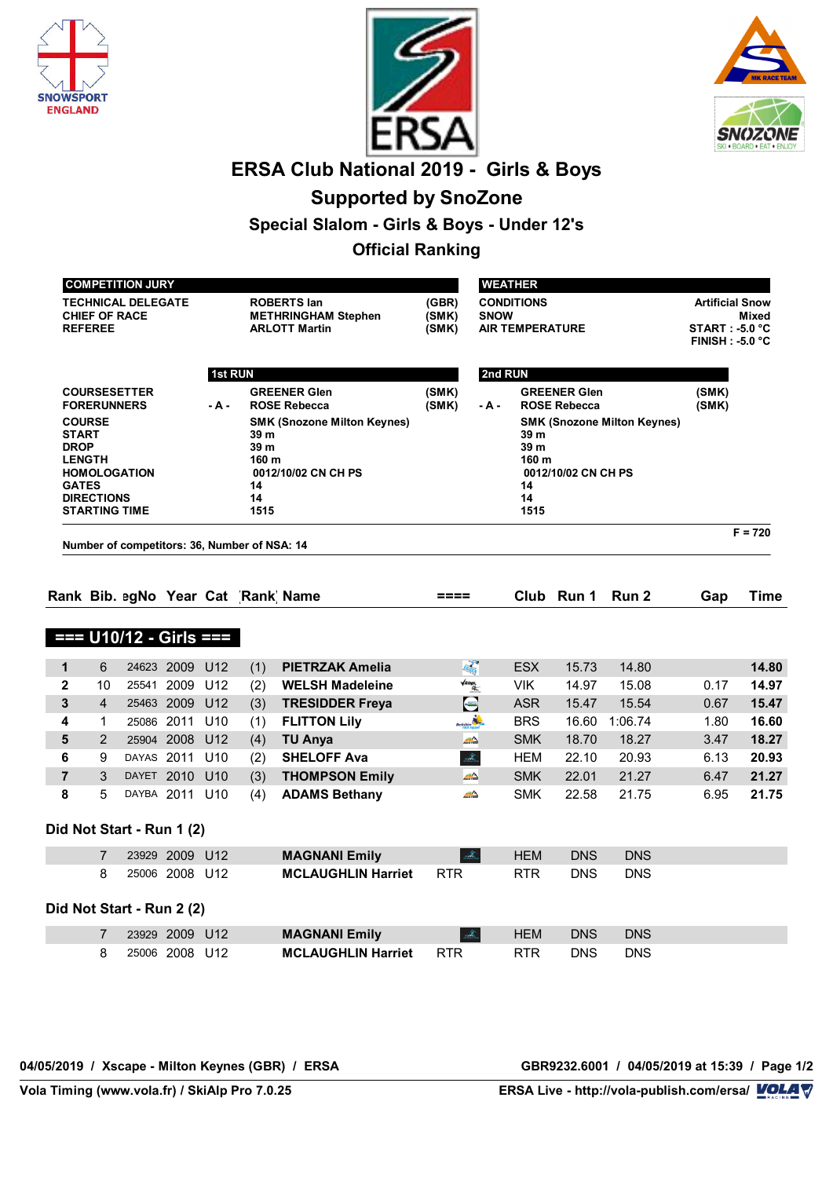# ERSA Club National 2019 - Girls & Boys

## Supported by SnoZone

### Special Slalom - Girls & Boys - Under 12's

### Official Ranking

| COMPETITION JURY | | |
|---|---|---|
| TECHNICAL DELEGATE | ROBERTS Ian | (GBR) |
| CHIEF OF RACE | METHRINGHAM Stephen | (SMK) |
| REFEREE | ARLOTT Martin | (SMK) |

| WEATHER | |
|---|---|
| CONDITIONS | Artificial Snow |
| SNOW | Mixed |
| AIR TEMPERATURE | START : -5.0 °C |
| | FINISH : -5.0 °C |

| | 1st RUN | | 2nd RUN | |
|---|---|---|---|---|
| COURSESETTER | GREENER Glen | (SMK) | GREENER Glen | (SMK) |
| FORERUNNERS | - A - ROSE Rebecca | (SMK) | - A - ROSE Rebecca | (SMK) |
| COURSE | SMK (Snozone Milton Keynes) | | SMK (Snozone Milton Keynes) | |
| START | 39 m | | 39 m | |
| DROP | 39 m | | 39 m | |
| LENGTH | 160 m | | 160 m | |
| HOMOLOGATION | 0012/10/02 CN CH PS | | 0012/10/02 CN CH PS | |
| GATES | 14 | | 14 | |
| DIRECTIONS | 14 | | 14 | |
| STARTING TIME | 1515 | | 1515 | |

F = 720

Number of competitors: 36, Number of NSA: 14

**=== U10/12 - Girls ===**

| Rank | Bib. | RegNo | Year | Cat | (Rank) | Name | ==== | Club | Run 1 | Run 2 | Gap | Time |
|---|---|---|---|---|---|---|---|---|---|---|---|---|
| 1 | 6 | 24623 | 2009 | U12 | (1) | PIETRZAK Amelia | | ESX | 15.73 | 14.80 | | 14.80 |
| 2 | 10 | 25541 | 2009 | U12 | (2) | WELSH Madeleine | | VIK | 14.97 | 15.08 | 0.17 | 14.97 |
| 3 | 4 | 25463 | 2009 | U12 | (3) | TRESIDDER Freya | | ASR | 15.47 | 15.54 | 0.67 | 15.47 |
| 4 | 1 | 25086 | 2011 | U10 | (1) | FLITTON Lily | | BRS | 16.60 | 1:06.74 | 1.80 | 16.60 |
| 5 | 2 | 25904 | 2008 | U12 | (4) | TU Anya | | SMK | 18.70 | 18.27 | 3.47 | 18.27 |
| 6 | 9 | DAYAS | 2011 | U10 | (2) | SHELOFF Ava | | HEM | 22.10 | 20.93 | 6.13 | 20.93 |
| 7 | 3 | DAYET | 2010 | U10 | (3) | THOMPSON Emily | | SMK | 22.01 | 21.27 | 6.47 | 21.27 |
| 8 | 5 | DAYBA | 2011 | U10 | (4) | ADAMS Bethany | | SMK | 22.58 | 21.75 | 6.95 | 21.75 |

**Did Not Start - Run 1 (2)**

| Bib. | RegNo | Year | Cat | Name | ==== | Club | Run 1 | Run 2 |
|---|---|---|---|---|---|---|---|---|
| 7 | 23929 | 2009 | U12 | MAGNANI Emily | | HEM | DNS | DNS |
| 8 | 25006 | 2008 | U12 | MCLAUGHLIN Harriet | RTR | RTR | DNS | DNS |

**Did Not Start - Run 2 (2)**

| Bib. | RegNo | Year | Cat | Name | ==== | Club | Run 1 | Run 2 |
|---|---|---|---|---|---|---|---|---|
| 7 | 23929 | 2009 | U12 | MAGNANI Emily | | HEM | DNS | DNS |
| 8 | 25006 | 2008 | U12 | MCLAUGHLIN Harriet | RTR | RTR | DNS | DNS |

04/05/2019 / Xscape - Milton Keynes (GBR) / ERSA — GBR9232.6001 / 04/05/2019 at 15:39

Vola Timing (www.vola.fr) / SkiAlp Pro 7.0.25 — ERSA Live - http://vola-publish.com/ersa/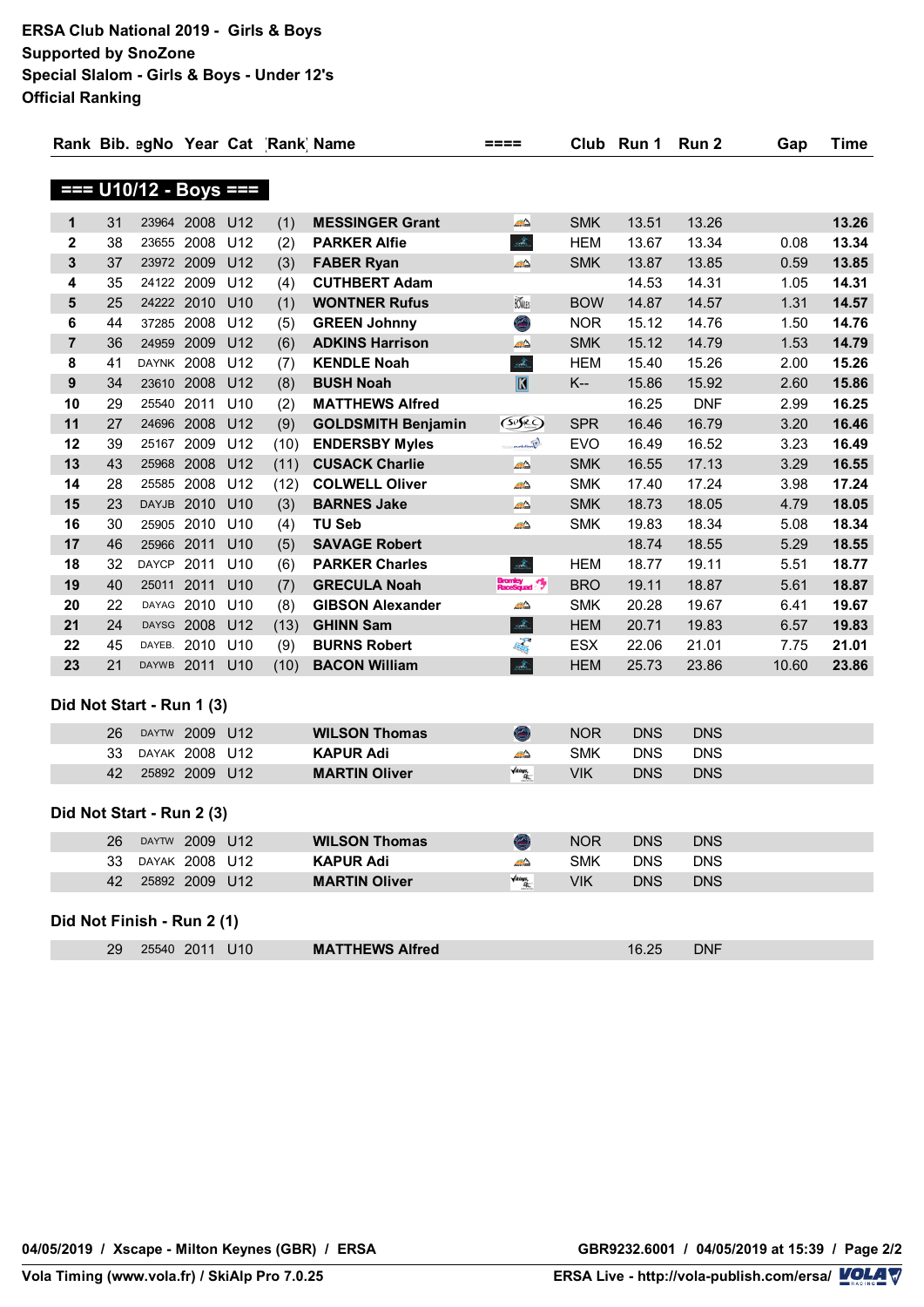**ERSA Club National 2019 - Girls & Boys**
**Supported by SnoZone**
**Special Slalom - Girls & Boys - Under 12's**
**Official Ranking**

| Rank | Bib. | RegNo | Year | Cat | Rank | Name | ==== | Club | Run 1 | Run 2 | Gap | Time |
|---|---|---|---|---|---|---|---|---|---|---|---|---|
| **=== U10/12 - Boys ===** | | | | | | | | | | | | |
| **1** | 31 | 23964 | 2008 | U12 | (1) | **MESSINGER Grant** | | SMK | 13.51 | 13.26 | | **13.26** |
| **2** | 38 | 23655 | 2008 | U12 | (2) | **PARKER Alfie** | | HEM | 13.67 | 13.34 | 0.08 | **13.34** |
| **3** | 37 | 23972 | 2009 | U12 | (3) | **FABER Ryan** | | SMK | 13.87 | 13.85 | 0.59 | **13.85** |
| **4** | 35 | 24122 | 2009 | U12 | (4) | **CUTHBERT Adam** | | | 14.53 | 14.31 | 1.05 | **14.31** |
| **5** | 25 | 24222 | 2010 | U10 | (1) | **WONTNER Rufus** | | BOW | 14.87 | 14.57 | 1.31 | **14.57** |
| **6** | 44 | 37285 | 2008 | U12 | (5) | **GREEN Johnny** | | NOR | 15.12 | 14.76 | 1.50 | **14.76** |
| **7** | 36 | 24959 | 2009 | U12 | (6) | **ADKINS Harrison** | | SMK | 15.12 | 14.79 | 1.53 | **14.79** |
| **8** | 41 | DAYNK | 2008 | U12 | (7) | **KENDLE Noah** | | HEM | 15.40 | 15.26 | 2.00 | **15.26** |
| **9** | 34 | 23610 | 2008 | U12 | (8) | **BUSH Noah** | | K-- | 15.86 | 15.92 | 2.60 | **15.86** |
| **10** | 29 | 25540 | 2011 | U10 | (2) | **MATTHEWS Alfred** | | | 16.25 | DNF | 2.99 | **16.25** |
| **11** | 27 | 24696 | 2008 | U12 | (9) | **GOLDSMITH Benjamin** | | SPR | 16.46 | 16.79 | 3.20 | **16.46** |
| **12** | 39 | 25167 | 2009 | U12 | (10) | **ENDERSBY Myles** | | EVO | 16.49 | 16.52 | 3.23 | **16.49** |
| **13** | 43 | 25968 | 2008 | U12 | (11) | **CUSACK Charlie** | | SMK | 16.55 | 17.13 | 3.29 | **16.55** |
| **14** | 28 | 25585 | 2008 | U12 | (12) | **COLWELL Oliver** | | SMK | 17.40 | 17.24 | 3.98 | **17.24** |
| **15** | 23 | DAYJB | 2010 | U10 | (3) | **BARNES Jake** | | SMK | 18.73 | 18.05 | 4.79 | **18.05** |
| **16** | 30 | 25905 | 2010 | U10 | (4) | **TU Seb** | | SMK | 19.83 | 18.34 | 5.08 | **18.34** |
| **17** | 46 | 25966 | 2011 | U10 | (5) | **SAVAGE Robert** | | | 18.74 | 18.55 | 5.29 | **18.55** |
| **18** | 32 | DAYCP | 2011 | U10 | (6) | **PARKER Charles** | | HEM | 18.77 | 19.11 | 5.51 | **18.77** |
| **19** | 40 | 25011 | 2011 | U10 | (7) | **GRECULA Noah** | | BRO | 19.11 | 18.87 | 5.61 | **18.87** |
| **20** | 22 | DAYAG | 2010 | U10 | (8) | **GIBSON Alexander** | | SMK | 20.28 | 19.67 | 6.41 | **19.67** |
| **21** | 24 | DAYSG | 2008 | U12 | (13) | **GHINN Sam** | | HEM | 20.71 | 19.83 | 6.57 | **19.83** |
| **22** | 45 | DAYEB. | 2010 | U10 | (9) | **BURNS Robert** | | ESX | 22.06 | 21.01 | 7.75 | **21.01** |
| **23** | 21 | DAYWB | 2011 | U10 | (10) | **BACON William** | | HEM | 25.73 | 23.86 | 10.60 | **23.86** |

**Did Not Start - Run 1 (3)**

| Bib. | RegNo | Year | Cat | Name | Club | Run 1 | Run 2 |
|---|---|---|---|---|---|---|---|
| 26 | DAYTW | 2009 | U12 | **WILSON Thomas** | NOR | DNS | DNS |
| 33 | DAYAK | 2008 | U12 | **KAPUR Adi** | SMK | DNS | DNS |
| 42 | 25892 | 2009 | U12 | **MARTIN Oliver** | VIK | DNS | DNS |

**Did Not Start - Run 2 (3)**

| Bib. | RegNo | Year | Cat | Name | Club | Run 1 | Run 2 |
|---|---|---|---|---|---|---|---|
| 26 | DAYTW | 2009 | U12 | **WILSON Thomas** | NOR | DNS | DNS |
| 33 | DAYAK | 2008 | U12 | **KAPUR Adi** | SMK | DNS | DNS |
| 42 | 25892 | 2009 | U12 | **MARTIN Oliver** | VIK | DNS | DNS |

**Did Not Finish - Run 2 (1)**

| Bib. | RegNo | Year | Cat | Name | Club | Run 1 | Run 2 |
|---|---|---|---|---|---|---|---|
| 29 | 25540 | 2011 | U10 | **MATTHEWS Alfred** | | 16.25 | DNF |

**04/05/2019 / Xscape - Milton Keynes (GBR) / ERSA** **GBR9232.6001 / 04/05/2019 at 15:39**

**Vola Timing (www.vola.fr) / SkiAlp Pro 7.0.25** **ERSA Live - http://vola-publish.com/ersa/**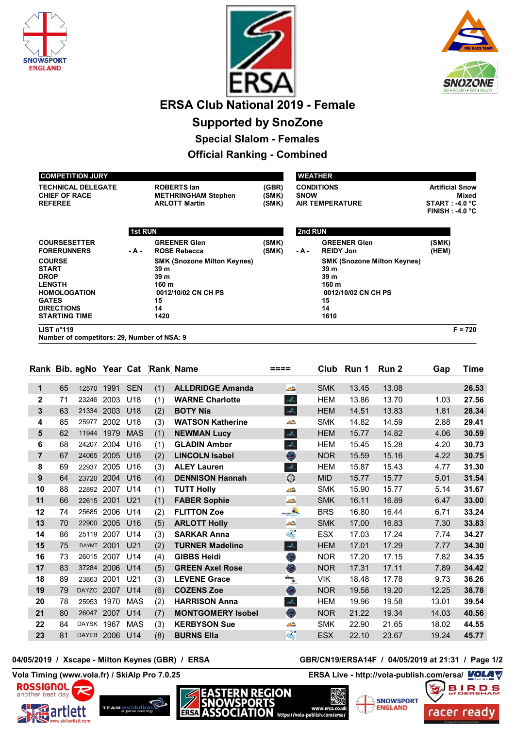# ERSA Club National 2019 - Female

## Supported by SnoZone

### Special Slalom - Females

### Official Ranking - Combined

| COMPETITION JURY | | |
|---|---|---|
| TECHNICAL DELEGATE | ROBERTS Ian | (GBR) |
| CHIEF OF RACE | METHRINGHAM Stephen | (SMK) |
| REFEREE | ARLOTT Martin | (SMK) |

| WEATHER | |
|---|---|
| CONDITIONS | Artificial Snow |
| SNOW | Mixed |
| AIR TEMPERATURE | START : -4.0 °C<br>FINISH : -4.0 °C |

| | 1st RUN | | 2nd RUN | |
|---|---|---|---|---|
| COURSESETTER | GREENER Glen | (SMK) | GREENER Glen | (SMK) |
| FORERUNNERS | - A - ROSE Rebecca | (SMK) | - A - REIDY Jon | (HEM) |
| COURSE | SMK (Snozone Milton Keynes) | | SMK (Snozone Milton Keynes) | |
| START | 39 m | | 39 m | |
| DROP | 39 m | | 39 m | |
| LENGTH | 160 m | | 160 m | |
| HOMOLOGATION | 0012/10/02 CN CH PS | | 0012/10/02 CN CH PS | |
| GATES | 15 | | 15 | |
| DIRECTIONS | 14 | | 14 | |
| STARTING TIME | 1420 | | 1610 | |

LIST n°119 F = 720

Number of competitors: 29, Number of NSA: 9

| Rank | Bib. | RegNo | Year | Cat | Rank | Name | ==== | Club | Run 1 | Run 2 | Gap | Time |
|---|---|---|---|---|---|---|---|---|---|---|---|---|
| 1 | 65 | 12570 | 1991 | SEN | (1) | ALLDRIDGE Amanda | | SMK | 13.45 | 13.08 | | 26.53 |
| 2 | 71 | 23246 | 2003 | U18 | (1) | WARNE Charlotte | | HEM | 13.86 | 13.70 | 1.03 | 27.56 |
| 3 | 63 | 21334 | 2003 | U18 | (2) | BOTY Nia | | HEM | 14.51 | 13.83 | 1.81 | 28.34 |
| 4 | 85 | 25977 | 2002 | U18 | (3) | WATSON Katherine | | SMK | 14.82 | 14.59 | 2.88 | 29.41 |
| 5 | 62 | 11944 | 1979 | MAS | (1) | NEWMAN Lucy | | HEM | 15.77 | 14.82 | 4.06 | 30.59 |
| 6 | 68 | 24207 | 2004 | U16 | (1) | GLADIN Amber | | HEM | 15.45 | 15.28 | 4.20 | 30.73 |
| 7 | 67 | 24065 | 2005 | U16 | (2) | LINCOLN Isabel | | NOR | 15.59 | 15.16 | 4.22 | 30.75 |
| 8 | 69 | 22937 | 2005 | U16 | (3) | ALEY Lauren | | HEM | 15.87 | 15.43 | 4.77 | 31.30 |
| 9 | 64 | 23720 | 2004 | U16 | (4) | DENNISON Hannah | | MID | 15.77 | 15.77 | 5.01 | 31.54 |
| 10 | 88 | 22892 | 2007 | U14 | (1) | TUTT Holly | | SMK | 15.90 | 15.77 | 5.14 | 31.67 |
| 11 | 66 | 22615 | 2001 | U21 | (1) | FABER Sophie | | SMK | 16.11 | 16.89 | 6.47 | 33.00 |
| 12 | 74 | 25685 | 2006 | U14 | (2) | FLITTON Zoe | | BRS | 16.80 | 16.44 | 6.71 | 33.24 |
| 13 | 70 | 22900 | 2005 | U16 | (5) | ARLOTT Holly | | SMK | 17.00 | 16.83 | 7.30 | 33.83 |
| 14 | 86 | 25119 | 2007 | U14 | (3) | SARKAR Anna | | ESX | 17.03 | 17.24 | 7.74 | 34.27 |
| 15 | 75 | DAYMT | 2001 | U21 | (2) | TURNER Madeline | | HEM | 17.01 | 17.29 | 7.77 | 34.30 |
| 16 | 73 | 26015 | 2007 | U14 | (4) | GIBBS Heidi | | NOR | 17.20 | 17.15 | 7.82 | 34.35 |
| 17 | 83 | 37284 | 2006 | U14 | (5) | GREEN Axel Rose | | NOR | 17.31 | 17.11 | 7.89 | 34.42 |
| 18 | 89 | 23863 | 2001 | U21 | (3) | LEVENE Grace | | VIK | 18.48 | 17.78 | 9.73 | 36.26 |
| 19 | 79 | DAYZC | 2007 | U14 | (6) | COZENS Zoe | | NOR | 19.58 | 19.20 | 12.25 | 38.78 |
| 20 | 78 | 25953 | 1970 | MAS | (2) | HARRISON Anna | | HEM | 19.96 | 19.58 | 13.01 | 39.54 |
| 21 | 80 | 26047 | 2007 | U14 | (7) | MONTGOMERY Isobel | | NOR | 21.22 | 19.34 | 14.03 | 40.56 |
| 22 | 84 | DAYSK | 1967 | MAS | (3) | KERBYSON Sue | | SMK | 22.90 | 21.65 | 18.02 | 44.55 |
| 23 | 81 | DAYEB | 2006 | U14 | (8) | BURNS Ella | | ESX | 22.10 | 23.67 | 19.24 | 45.77 |

04/05/2019 / Xscape - Milton Keynes (GBR) / ERSA

GBR/CN19/ERSA14F / 04/05/2019 at 21:31

Vola Timing (www.vola.fr) / SkiAlp Pro 7.0.25

ERSA Live - http://vola-publish.com/ersa/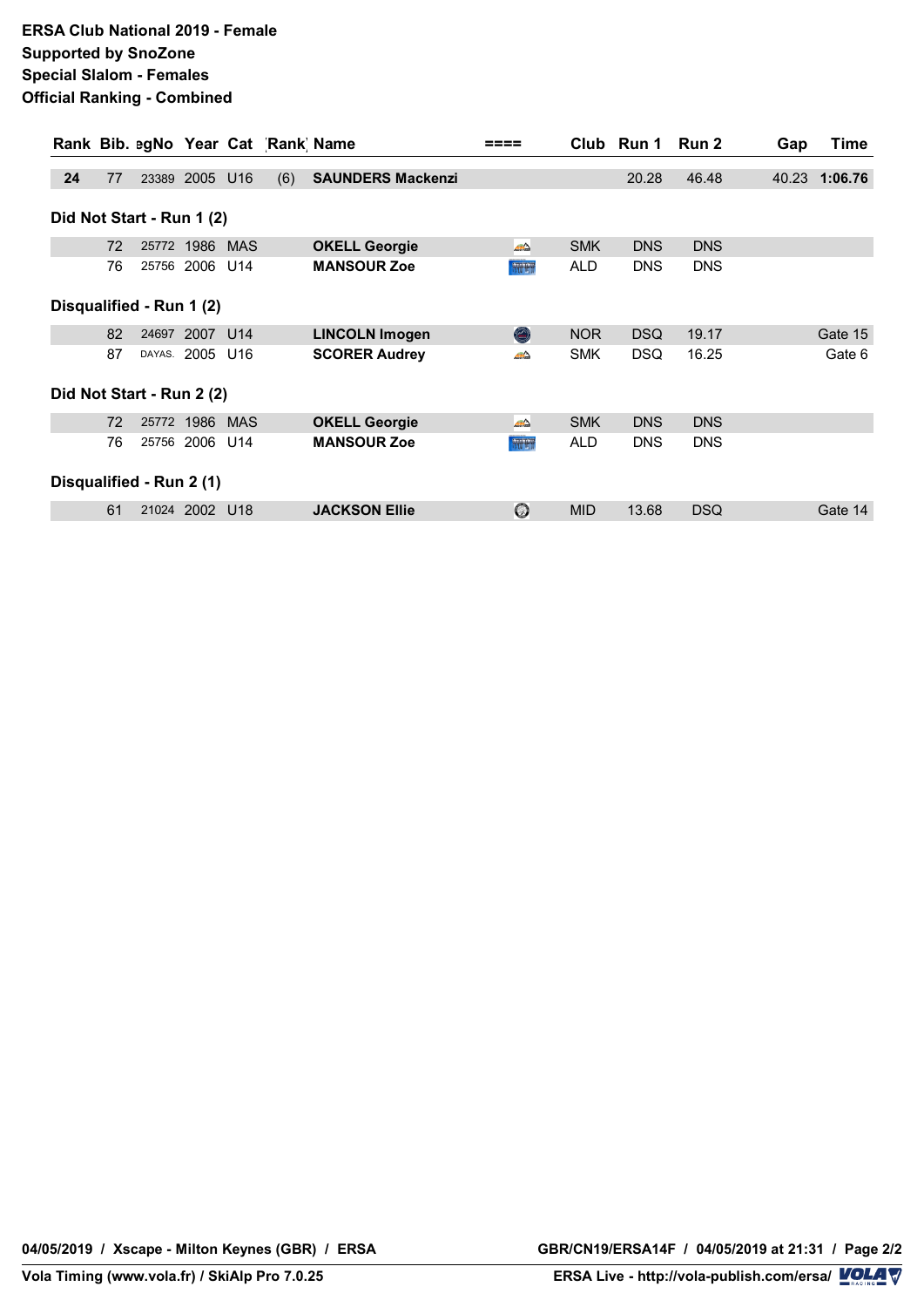**ERSA Club National 2019 - Female**
**Supported by SnoZone**
**Special Slalom - Females**
**Official Ranking - Combined**

| Rank | Bib. | RegNo | Year | Cat | (Rank) | Name | ==== | Club | Run 1 | Run 2 | Gap | Time |
|---|---|---|---|---|---|---|---|---|---|---|---|---|
| **24** | 77 | 23389 | 2005 | U16 | (6) | **SAUNDERS Mackenzi** | | | 20.28 | 46.48 | 40.23 | **1:06.76** |

**Did Not Start - Run 1 (2)**

| Rank | Bib. | RegNo | Year | Cat | (Rank) | Name | ==== | Club | Run 1 | Run 2 | Gap | Time |
|---|---|---|---|---|---|---|---|---|---|---|---|---|
| | 72 | 25772 | 1986 | MAS | | **OKELL Georgie** | | SMK | DNS | DNS | | |
| | 76 | 25756 | 2006 | U14 | | **MANSOUR Zoe** | | ALD | DNS | DNS | | |

**Disqualified - Run 1 (2)**

| Rank | Bib. | RegNo | Year | Cat | (Rank) | Name | ==== | Club | Run 1 | Run 2 | Gap | Time |
|---|---|---|---|---|---|---|---|---|---|---|---|---|
| | 82 | 24697 | 2007 | U14 | | **LINCOLN Imogen** | | NOR | DSQ | 19.17 | | Gate 15 |
| | 87 | DAYAS. | 2005 | U16 | | **SCORER Audrey** | | SMK | DSQ | 16.25 | | Gate 6 |

**Did Not Start - Run 2 (2)**

| Rank | Bib. | RegNo | Year | Cat | (Rank) | Name | ==== | Club | Run 1 | Run 2 | Gap | Time |
|---|---|---|---|---|---|---|---|---|---|---|---|---|
| | 72 | 25772 | 1986 | MAS | | **OKELL Georgie** | | SMK | DNS | DNS | | |
| | 76 | 25756 | 2006 | U14 | | **MANSOUR Zoe** | | ALD | DNS | DNS | | |

**Disqualified - Run 2 (1)**

| Rank | Bib. | RegNo | Year | Cat | (Rank) | Name | ==== | Club | Run 1 | Run 2 | Gap | Time |
|---|---|---|---|---|---|---|---|---|---|---|---|---|
| | 61 | 21024 | 2002 | U18 | | **JACKSON Ellie** | | MID | 13.68 | DSQ | | Gate 14 |

04/05/2019 / Xscape - Milton Keynes (GBR) / ERSA — GBR/CN19/ERSA14F / 04/05/2019 at 21:31

Vola Timing (www.vola.fr) / SkiAlp Pro 7.0.25 — ERSA Live - http://vola-publish.com/ersa/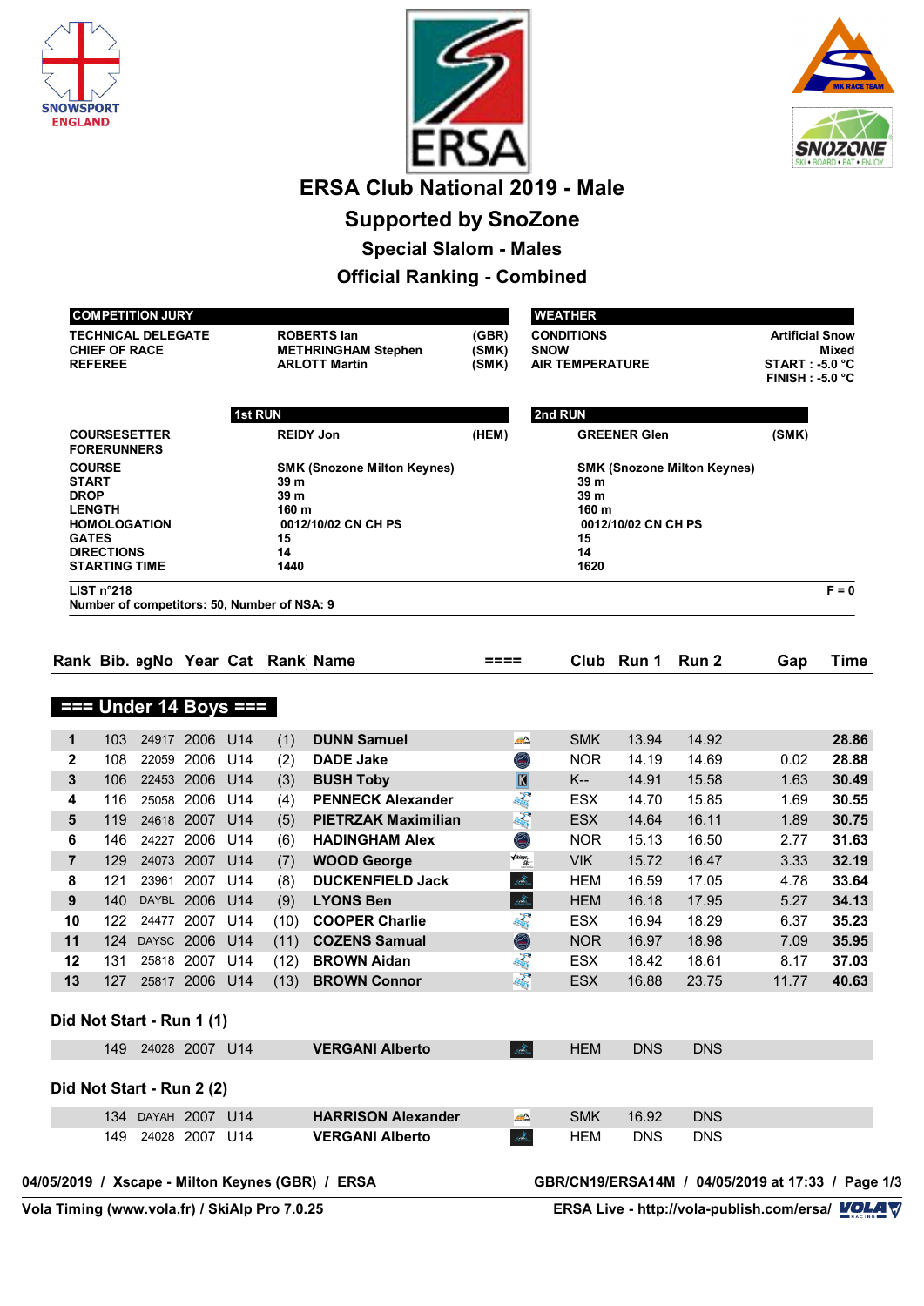# ERSA Club National 2019 - Male

## Supported by SnoZone

### Special Slalom - Males

### Official Ranking - Combined

| COMPETITION JURY | | |
|---|---|---|
| TECHNICAL DELEGATE | ROBERTS Ian | (GBR) |
| CHIEF OF RACE | METHRINGHAM Stephen | (SMK) |
| REFEREE | ARLOTT Martin | (SMK) |

| WEATHER | |
|---|---|
| CONDITIONS | Artificial Snow |
| SNOW | Mixed |
| AIR TEMPERATURE | START : -5.0 °C |
| | FINISH : -5.0 °C |

| | 1st RUN | | 2nd RUN | |
|---|---|---|---|---|
| COURSESETTER | REIDY Jon | (HEM) | GREENER Glen | (SMK) |
| FORERUNNERS | | | | |
| COURSE | SMK (Snozone Milton Keynes) | | SMK (Snozone Milton Keynes) | |
| START | 39 m | | 39 m | |
| DROP | 39 m | | 39 m | |
| LENGTH | 160 m | | 160 m | |
| HOMOLOGATION | 0012/10/02 CN CH PS | | 0012/10/02 CN CH PS | |
| GATES | 15 | | 15 | |
| DIRECTIONS | 14 | | 14 | |
| STARTING TIME | 1440 | | 1620 | |

LIST n°218 F = 0

Number of competitors: 50, Number of NSA: 9

### === Under 14 Boys ===

| Rank | Bib. | RegNo | Year | Cat | (Rank) | Name | ==== | Club | Run 1 | Run 2 | Gap | Time |
|---|---|---|---|---|---|---|---|---|---|---|---|---|
| 1 | 103 | 24917 | 2006 | U14 | (1) | DUNN Samuel | | SMK | 13.94 | 14.92 | | 28.86 |
| 2 | 108 | 22059 | 2006 | U14 | (2) | DADE Jake | | NOR | 14.19 | 14.69 | 0.02 | 28.88 |
| 3 | 106 | 22453 | 2006 | U14 | (3) | BUSH Toby | | K-- | 14.91 | 15.58 | 1.63 | 30.49 |
| 4 | 116 | 25058 | 2006 | U14 | (4) | PENNECK Alexander | | ESX | 14.70 | 15.85 | 1.69 | 30.55 |
| 5 | 119 | 24618 | 2007 | U14 | (5) | PIETRZAK Maximilian | | ESX | 14.64 | 16.11 | 1.89 | 30.75 |
| 6 | 146 | 24227 | 2006 | U14 | (6) | HADINGHAM Alex | | NOR | 15.13 | 16.50 | 2.77 | 31.63 |
| 7 | 129 | 24073 | 2007 | U14 | (7) | WOOD George | | VIK | 15.72 | 16.47 | 3.33 | 32.19 |
| 8 | 121 | 23961 | 2007 | U14 | (8) | DUCKENFIELD Jack | | HEM | 16.59 | 17.05 | 4.78 | 33.64 |
| 9 | 140 | DAYBL | 2006 | U14 | (9) | LYONS Ben | | HEM | 16.18 | 17.95 | 5.27 | 34.13 |
| 10 | 122 | 24477 | 2007 | U14 | (10) | COOPER Charlie | | ESX | 16.94 | 18.29 | 6.37 | 35.23 |
| 11 | 124 | DAYSC | 2006 | U14 | (11) | COZENS Samual | | NOR | 16.97 | 18.98 | 7.09 | 35.95 |
| 12 | 131 | 25818 | 2007 | U14 | (12) | BROWN Aidan | | ESX | 18.42 | 18.61 | 8.17 | 37.03 |
| 13 | 127 | 25817 | 2006 | U14 | (13) | BROWN Connor | | ESX | 16.88 | 23.75 | 11.77 | 40.63 |

#### Did Not Start - Run 1 (1)

| Bib. | RegNo | Year | Cat | Name | Club | Run 1 | Run 2 |
|---|---|---|---|---|---|---|---|
| 149 | 24028 | 2007 | U14 | VERGANI Alberto | HEM | DNS | DNS |

#### Did Not Start - Run 2 (2)

| Bib. | RegNo | Year | Cat | Name | Club | Run 1 | Run 2 |
|---|---|---|---|---|---|---|---|
| 134 | DAYAH | 2007 | U14 | HARRISON Alexander | SMK | 16.92 | DNS |
| 149 | 24028 | 2007 | U14 | VERGANI Alberto | HEM | DNS | DNS |

04/05/2019 / Xscape - Milton Keynes (GBR) / ERSA

GBR/CN19/ERSA14M / 04/05/2019 at 17:33

Vola Timing (www.vola.fr) / SkiAlp Pro 7.0.25

ERSA Live - http://vola-publish.com/ersa/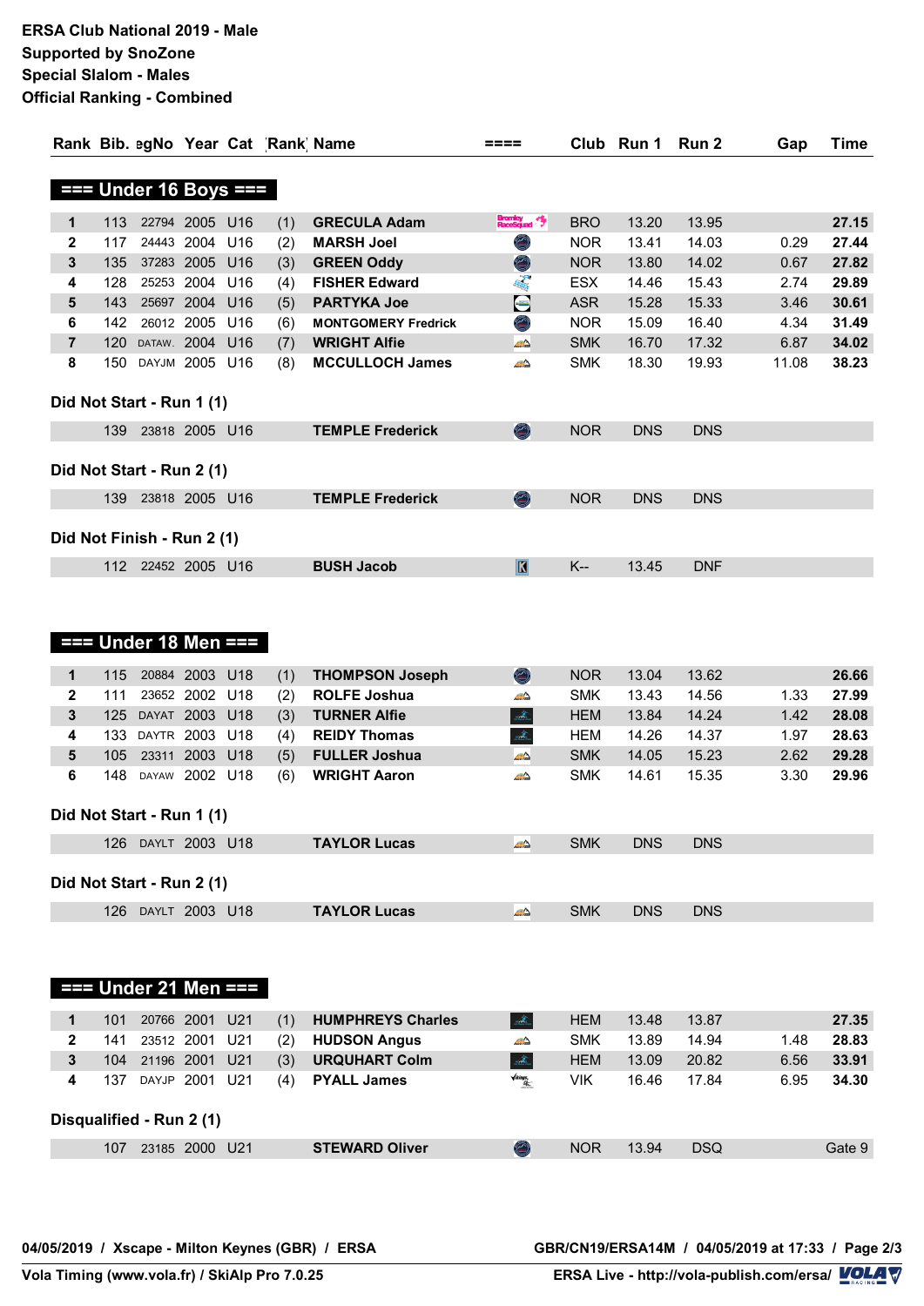**ERSA Club National 2019 - Male**
**Supported by SnoZone**
**Special Slalom - Males**
**Official Ranking - Combined**

| Rank | Bib. | RegNo | Year | Cat | Rank | Name | ==== | Club | Run 1 | Run 2 | Gap | Time |
|---|---|---|---|---|---|---|---|---|---|---|---|---|

## === Under 16 Boys ===

| Rank | Bib. | RegNo | Year | Cat | Rank | Name | ==== | Club | Run 1 | Run 2 | Gap | Time |
|---|---|---|---|---|---|---|---|---|---|---|---|---|
| 1 | 113 | 22794 | 2005 | U16 | (1) | GRECULA Adam | | BRO | 13.20 | 13.95 | | 27.15 |
| 2 | 117 | 24443 | 2004 | U16 | (2) | MARSH Joel | | NOR | 13.41 | 14.03 | 0.29 | 27.44 |
| 3 | 135 | 37283 | 2005 | U16 | (3) | GREEN Oddy | | NOR | 13.80 | 14.02 | 0.67 | 27.82 |
| 4 | 128 | 25253 | 2004 | U16 | (4) | FISHER Edward | | ESX | 14.46 | 15.43 | 2.74 | 29.89 |
| 5 | 143 | 25697 | 2004 | U16 | (5) | PARTYKA Joe | | ASR | 15.28 | 15.33 | 3.46 | 30.61 |
| 6 | 142 | 26012 | 2005 | U16 | (6) | MONTGOMERY Fredrick | | NOR | 15.09 | 16.40 | 4.34 | 31.49 |
| 7 | 120 | DATAW. | 2004 | U16 | (7) | WRIGHT Alfie | | SMK | 16.70 | 17.32 | 6.87 | 34.02 |
| 8 | 150 | DAYJM | 2005 | U16 | (8) | MCCULLOCH James | | SMK | 18.30 | 19.93 | 11.08 | 38.23 |

**Did Not Start - Run 1 (1)**

| Bib. | RegNo | Year | Cat | Name | Club | Run 1 | Run 2 |
|---|---|---|---|---|---|---|---|
| 139 | 23818 | 2005 | U16 | TEMPLE Frederick | NOR | DNS | DNS |

**Did Not Start - Run 2 (1)**

| Bib. | RegNo | Year | Cat | Name | Club | Run 1 | Run 2 |
|---|---|---|---|---|---|---|---|
| 139 | 23818 | 2005 | U16 | TEMPLE Frederick | NOR | DNS | DNS |

**Did Not Finish - Run 2 (1)**

| Bib. | RegNo | Year | Cat | Name | Club | Run 1 | Run 2 |
|---|---|---|---|---|---|---|---|
| 112 | 22452 | 2005 | U16 | BUSH Jacob | K-- | 13.45 | DNF |

## === Under 18 Men ===

| Rank | Bib. | RegNo | Year | Cat | Rank | Name | ==== | Club | Run 1 | Run 2 | Gap | Time |
|---|---|---|---|---|---|---|---|---|---|---|---|---|
| 1 | 115 | 20884 | 2003 | U18 | (1) | THOMPSON Joseph | | NOR | 13.04 | 13.62 | | 26.66 |
| 2 | 111 | 23652 | 2002 | U18 | (2) | ROLFE Joshua | | SMK | 13.43 | 14.56 | 1.33 | 27.99 |
| 3 | 125 | DAYAT | 2003 | U18 | (3) | TURNER Alfie | | HEM | 13.84 | 14.24 | 1.42 | 28.08 |
| 4 | 133 | DAYTR | 2003 | U18 | (4) | REIDY Thomas | | HEM | 14.26 | 14.37 | 1.97 | 28.63 |
| 5 | 105 | 23311 | 2003 | U18 | (5) | FULLER Joshua | | SMK | 14.05 | 15.23 | 2.62 | 29.28 |
| 6 | 148 | DAYAW | 2002 | U18 | (6) | WRIGHT Aaron | | SMK | 14.61 | 15.35 | 3.30 | 29.96 |

**Did Not Start - Run 1 (1)**

| Bib. | RegNo | Year | Cat | Name | Club | Run 1 | Run 2 |
|---|---|---|---|---|---|---|---|
| 126 | DAYLT | 2003 | U18 | TAYLOR Lucas | SMK | DNS | DNS |

**Did Not Start - Run 2 (1)**

| Bib. | RegNo | Year | Cat | Name | Club | Run 1 | Run 2 |
|---|---|---|---|---|---|---|---|
| 126 | DAYLT | 2003 | U18 | TAYLOR Lucas | SMK | DNS | DNS |

## === Under 21 Men ===

| Rank | Bib. | RegNo | Year | Cat | Rank | Name | ==== | Club | Run 1 | Run 2 | Gap | Time |
|---|---|---|---|---|---|---|---|---|---|---|---|---|
| 1 | 101 | 20766 | 2001 | U21 | (1) | HUMPHREYS Charles | | HEM | 13.48 | 13.87 | | 27.35 |
| 2 | 141 | 23512 | 2001 | U21 | (2) | HUDSON Angus | | SMK | 13.89 | 14.94 | 1.48 | 28.83 |
| 3 | 104 | 21196 | 2001 | U21 | (3) | URQUHART Colm | | HEM | 13.09 | 20.82 | 6.56 | 33.91 |
| 4 | 137 | DAYJP | 2001 | U21 | (4) | PYALL James | | VIK | 16.46 | 17.84 | 6.95 | 34.30 |

**Disqualified - Run 2 (1)**

| Bib. | RegNo | Year | Cat | Name | Club | Run 1 | Run 2 | |
|---|---|---|---|---|---|---|---|---|
| 107 | 23185 | 2000 | U21 | STEWARD Oliver | NOR | 13.94 | DSQ | Gate 9 |

04/05/2019 / Xscape - Milton Keynes (GBR) / ERSA — GBR/CN19/ERSA14M / 04/05/2019 at 17:33

Vola Timing (www.vola.fr) / SkiAlp Pro 7.0.25 — ERSA Live - http://vola-publish.com/ersa/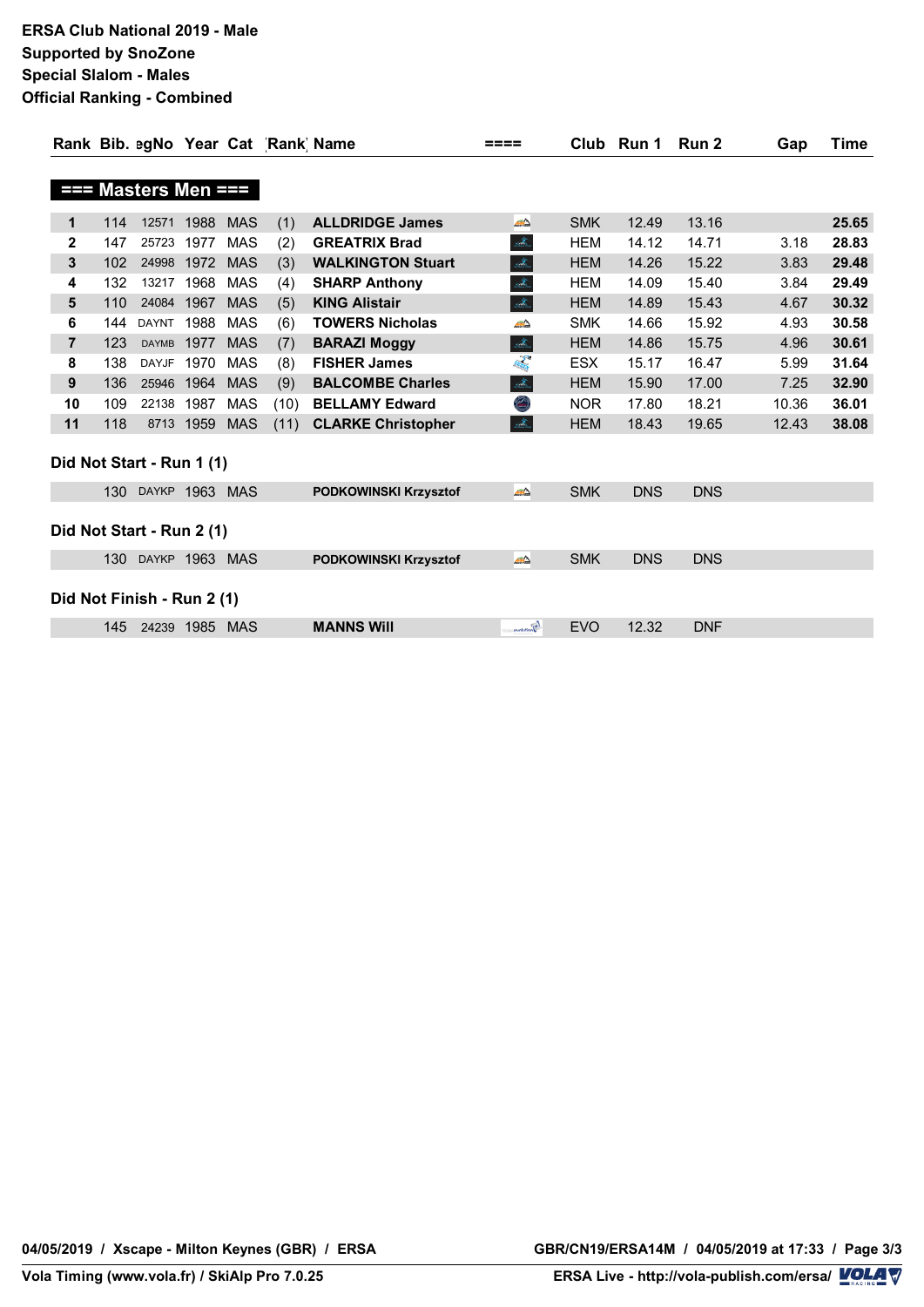**ERSA Club National 2019 - Male**
**Supported by SnoZone**
**Special Slalom - Males**
**Official Ranking - Combined**

| Rank | Bib. | RegNo | Year | Cat | (Rank) | Name | ==== | Club | Run 1 | Run 2 | Gap | Time |
|---|---|---|---|---|---|---|---|---|---|---|---|---|
| **=== Masters Men ===** | | | | | | | | | | | | |
| **1** | 114 | 12571 | 1988 | MAS | (1) | **ALLDRIDGE James** | | SMK | 12.49 | 13.16 | | **25.65** |
| **2** | 147 | 25723 | 1977 | MAS | (2) | **GREATRIX Brad** | | HEM | 14.12 | 14.71 | 3.18 | **28.83** |
| **3** | 102 | 24998 | 1972 | MAS | (3) | **WALKINGTON Stuart** | | HEM | 14.26 | 15.22 | 3.83 | **29.48** |
| **4** | 132 | 13217 | 1968 | MAS | (4) | **SHARP Anthony** | | HEM | 14.09 | 15.40 | 3.84 | **29.49** |
| **5** | 110 | 24084 | 1967 | MAS | (5) | **KING Alistair** | | HEM | 14.89 | 15.43 | 4.67 | **30.32** |
| **6** | 144 | DAYNT | 1988 | MAS | (6) | **TOWERS Nicholas** | | SMK | 14.66 | 15.92 | 4.93 | **30.58** |
| **7** | 123 | DAYMB | 1977 | MAS | (7) | **BARAZI Moggy** | | HEM | 14.86 | 15.75 | 4.96 | **30.61** |
| **8** | 138 | DAYJF | 1970 | MAS | (8) | **FISHER James** | | ESX | 15.17 | 16.47 | 5.99 | **31.64** |
| **9** | 136 | 25946 | 1964 | MAS | (9) | **BALCOMBE Charles** | | HEM | 15.90 | 17.00 | 7.25 | **32.90** |
| **10** | 109 | 22138 | 1987 | MAS | (10) | **BELLAMY Edward** | | NOR | 17.80 | 18.21 | 10.36 | **36.01** |
| **11** | 118 | 8713 | 1959 | MAS | (11) | **CLARKE Christopher** | | HEM | 18.43 | 19.65 | 12.43 | **38.08** |

**Did Not Start - Run 1 (1)**

| Bib. | RegNo | Year | Cat | Name | Club | Run 1 | Run 2 |
|---|---|---|---|---|---|---|---|
| 130 | DAYKP | 1963 | MAS | **PODKOWINSKI Krzysztof** | SMK | DNS | DNS |

**Did Not Start - Run 2 (1)**

| Bib. | RegNo | Year | Cat | Name | Club | Run 1 | Run 2 |
|---|---|---|---|---|---|---|---|
| 130 | DAYKP | 1963 | MAS | **PODKOWINSKI Krzysztof** | SMK | DNS | DNS |

**Did Not Finish - Run 2 (1)**

| Bib. | RegNo | Year | Cat | Name | Club | Run 1 | Run 2 |
|---|---|---|---|---|---|---|---|
| 145 | 24239 | 1985 | MAS | **MANNS Will** | EVO | 12.32 | DNF |

04/05/2019 / Xscape - Milton Keynes (GBR) / ERSA — GBR/CN19/ERSA14M / 04/05/2019 at 17:33

Vola Timing (www.vola.fr) / SkiAlp Pro 7.0.25 — ERSA Live - http://vola-publish.com/ersa/